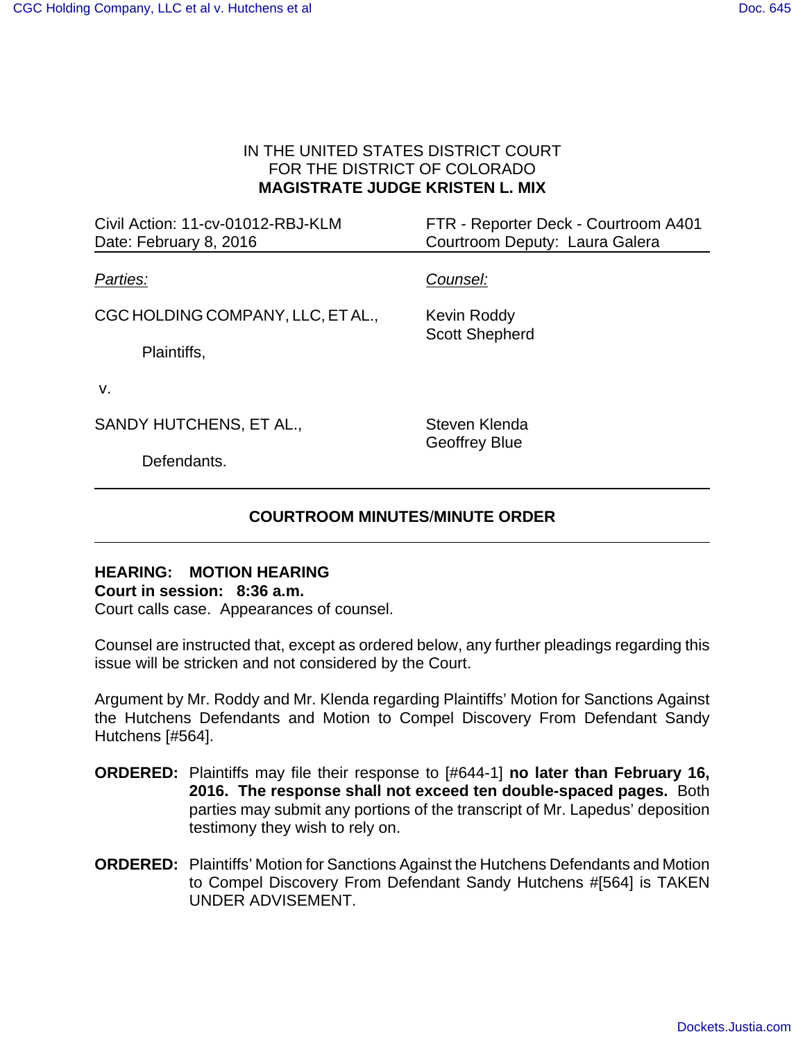IN THE UNITED STATES DISTRICT COURT
FOR THE DISTRICT OF COLORADO
**MAGISTRATE JUDGE KRISTEN L. MIX**

| | |
|---|---|
| Civil Action: 11-cv-01012-RBJ-KLM | FTR - Reporter Deck - Courtroom A401 |
| Date: February 8, 2016 | Courtroom Deputy: Laura Galera |

| *Parties:* | *Counsel:* |
|---|---|
| CGC HOLDING COMPANY, LLC, ET AL., Plaintiffs, | Kevin Roddy Scott Shepherd |
| v. | |
| SANDY HUTCHENS, ET AL., Defendants. | Steven Klenda Geoffrey Blue |

## COURTROOM MINUTES/MINUTE ORDER

**HEARING: MOTION HEARING**
**Court in session: 8:36 a.m.**
Court calls case. Appearances of counsel.

Counsel are instructed that, except as ordered below, any further pleadings regarding this issue will be stricken and not considered by the Court.

Argument by Mr. Roddy and Mr. Klenda regarding Plaintiffs' Motion for Sanctions Against the Hutchens Defendants and Motion to Compel Discovery From Defendant Sandy Hutchens [#564].

**ORDERED:** Plaintiffs may file their response to [#644-1] **no later than February 16, 2016. The response shall not exceed ten double-spaced pages.** Both parties may submit any portions of the transcript of Mr. Lapedus' deposition testimony they wish to rely on.

**ORDERED:** Plaintiffs' Motion for Sanctions Against the Hutchens Defendants and Motion to Compel Discovery From Defendant Sandy Hutchens #[564] is TAKEN UNDER ADVISEMENT.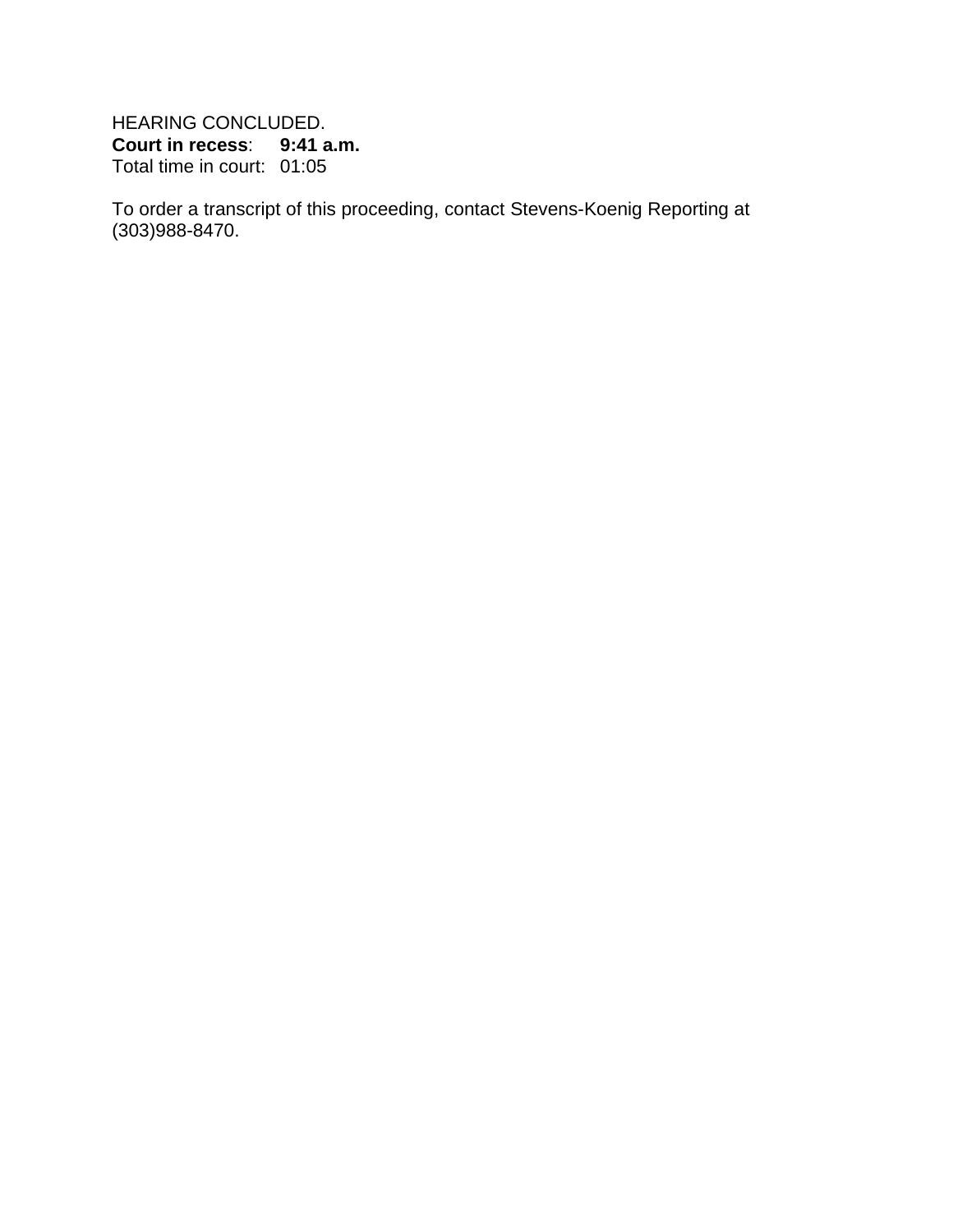HEARING CONCLUDED.
**Court in recess**: **9:41 a.m.**
Total time in court: 01:05

To order a transcript of this proceeding, contact Stevens-Koenig Reporting at (303)988-8470.